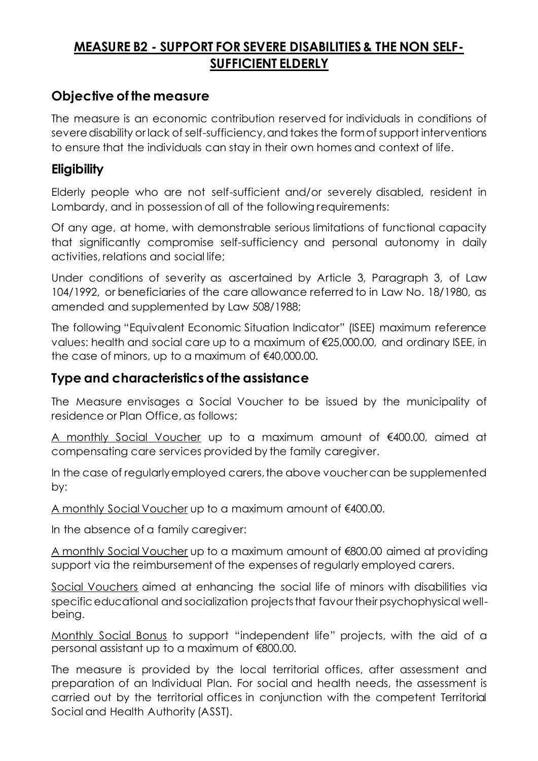# MEASURE B2 - SUPPORT FOR SEVERE DISABILITIES & THE NON SELF-SUFFICIENT ELDERLY

## Objective of the measure

The measure is an economic contribution reserved for individuals in conditions of severe disability or lack of self-sufficiency, and takes the form of support interventions to ensure that the individuals can stay in their own homes and context of life.

## Eligibility

Elderly people who are not self-sufficient and/or severely disabled, resident in Lombardy, and in possession of all of the following requirements:

Of any age, at home, with demonstrable serious limitations of functional capacity that significantly compromise self-sufficiency and personal autonomy in daily activities, relations and social life;

Under conditions of severity as ascertained by Article 3, Paragraph 3, of Law 104/1992, or beneficiaries of the care allowance referred to in Law No. 18/1980, as amended and supplemented by Law 508/1988;

The following "Equivalent Economic Situation Indicator" (ISEE) maximum reference values: health and social care up to a maximum of €25,000.00, and ordinary ISEE, in the case of minors, up to a maximum of €40,000.00.

## Type and characteristics of the assistance

The Measure envisages a Social Voucher to be issued by the municipality of residence or Plan Office, as follows:

A monthly Social Voucher up to a maximum amount of €400.00, aimed at compensating care services provided by the family caregiver.

In the case of regularly employed carers, the above voucher can be supplemented by:

A monthly Social Voucher up to a maximum amount of €400.00.

In the absence of a family caregiver:

A monthly Social Voucher up to a maximum amount of €800.00 aimed at providing support via the reimbursement of the expenses of regularly employed carers.

Social Vouchers aimed at enhancing the social life of minors with disabilities via specific educational and socialization projects that favour their psychophysical well-being.

Monthly Social Bonus to support "independent life" projects, with the aid of a personal assistant up to a maximum of €800.00.

The measure is provided by the local territorial offices, after assessment and preparation of an Individual Plan. For social and health needs, the assessment is carried out by the territorial offices in conjunction with the competent Territorial Social and Health Authority (ASST).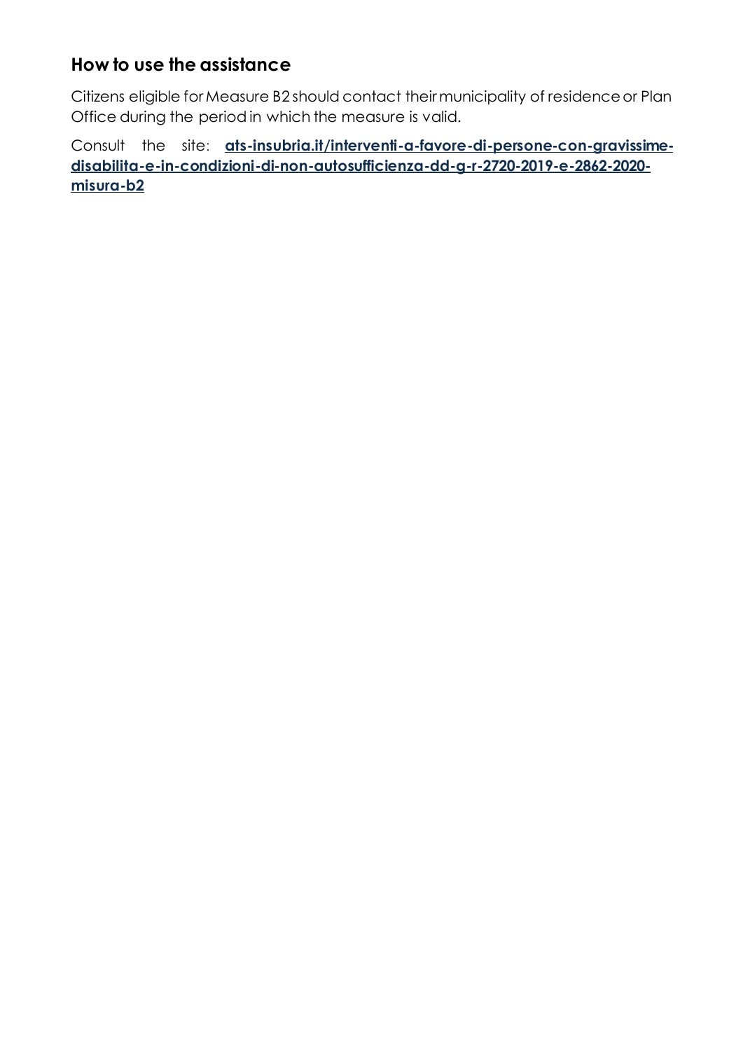## How to use the assistance

Citizens eligible for Measure B2 should contact their municipality of residence or Plan Office during the period in which the measure is valid.

Consult the site: **[ats-insubria.it/interventi-a-favore-di-persone-con-gravissime-disabilita-e-in-condizioni-di-non-autosufficienza-dd-g-r-2720-2019-e-2862-2020-misura-b2](ats-insubria.it/interventi-a-favore-di-persone-con-gravissime-disabilita-e-in-condizioni-di-non-autosufficienza-dd-g-r-2720-2019-e-2862-2020-misura-b2)**